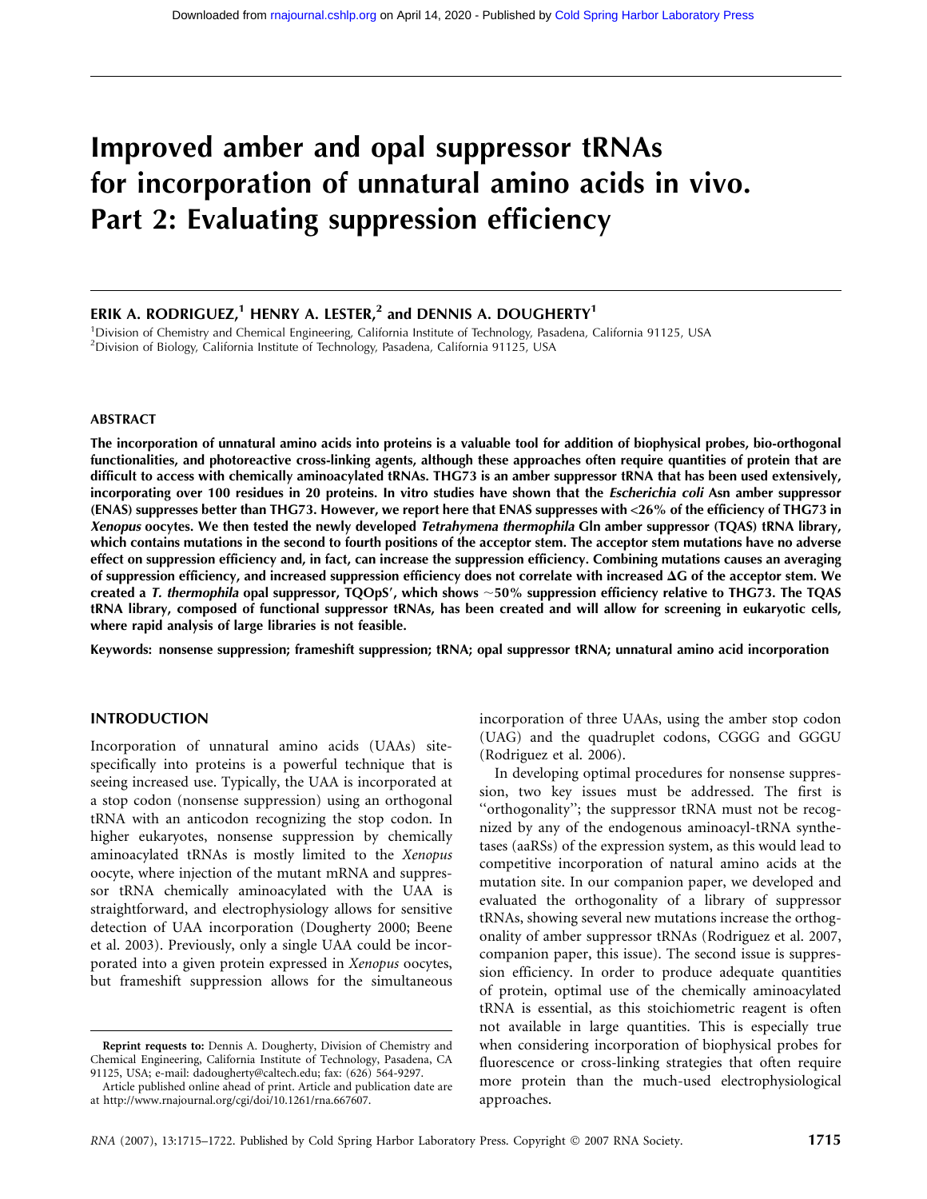# Improved amber and opal suppressor tRNAs for incorporation of unnatural amino acids in vivo. Part 2: Evaluating suppression efficiency

**ERIK A. RODRIGUEZ,[1] HENRY A. LESTER,[2] and DENNIS A. DOUGHERTY[1]**

[1]Division of Chemistry and Chemical Engineering, California Institute of Technology, Pasadena, California 91125, USA
[2]Division of Biology, California Institute of Technology, Pasadena, California 91125, USA

## ABSTRACT

**The incorporation of unnatural amino acids into proteins is a valuable tool for addition of biophysical probes, bio-orthogonal functionalities, and photoreactive cross-linking agents, although these approaches often require quantities of protein that are difficult to access with chemically aminoacylated tRNAs. THG73 is an amber suppressor tRNA that has been used extensively, incorporating over 100 residues in 20 proteins. In vitro studies have shown that the *Escherichia coli* Asn amber suppressor (ENAS) suppresses better than THG73. However, we report here that ENAS suppresses with <26% of the efficiency of THG73 in *Xenopus* oocytes. We then tested the newly developed *Tetrahymena thermophila* Gln amber suppressor (TQAS) tRNA library, which contains mutations in the second to fourth positions of the acceptor stem. The acceptor stem mutations have no adverse effect on suppression efficiency and, in fact, can increase the suppression efficiency. Combining mutations causes an averaging of suppression efficiency, and increased suppression efficiency does not correlate with increased ΔG of the acceptor stem. We created a *T. thermophila* opal suppressor, TQOpS′, which shows ~50% suppression efficiency relative to THG73. The TQAS tRNA library, composed of functional suppressor tRNAs, has been created and will allow for screening in eukaryotic cells, where rapid analysis of large libraries is not feasible.**

**Keywords:** nonsense suppression; frameshift suppression; tRNA; opal suppressor tRNA; unnatural amino acid incorporation

## INTRODUCTION

Incorporation of unnatural amino acids (UAAs) site-specifically into proteins is a powerful technique that is seeing increased use. Typically, the UAA is incorporated at a stop codon (nonsense suppression) using an orthogonal tRNA with an anticodon recognizing the stop codon. In higher eukaryotes, nonsense suppression by chemically aminoacylated tRNAs is mostly limited to the *Xenopus* oocyte, where injection of the mutant mRNA and suppressor tRNA chemically aminoacylated with the UAA is straightforward, and electrophysiology allows for sensitive detection of UAA incorporation (Dougherty 2000; Beene et al. 2003). Previously, only a single UAA could be incorporated into a given protein expressed in *Xenopus* oocytes, but frameshift suppression allows for the simultaneous incorporation of three UAAs, using the amber stop codon (UAG) and the quadruplet codons, CGGG and GGGU (Rodriguez et al. 2006).

In developing optimal procedures for nonsense suppression, two key issues must be addressed. The first is "orthogonality"; the suppressor tRNA must not be recognized by any of the endogenous aminoacyl-tRNA synthetases (aaRSs) of the expression system, as this would lead to competitive incorporation of natural amino acids at the mutation site. In our companion paper, we developed and evaluated the orthogonality of a library of suppressor tRNAs, showing several new mutations increase the orthogonality of amber suppressor tRNAs (Rodriguez et al. 2007, companion paper, this issue). The second issue is suppression efficiency. In order to produce adequate quantities of protein, optimal use of the chemically aminoacylated tRNA is essential, as this stoichiometric reagent is often not available in large quantities. This is especially true when considering incorporation of biophysical probes for fluorescence or cross-linking strategies that often require more protein than the much-used electrophysiological approaches.

---

**Reprint requests to:** Dennis A. Dougherty, Division of Chemistry and Chemical Engineering, California Institute of Technology, Pasadena, CA 91125, USA; e-mail: dadougherty@caltech.edu; fax: (626) 564-9297.

Article published online ahead of print. Article and publication date are at http://www.rnajournal.org/cgi/doi/10.1261/rna.667607.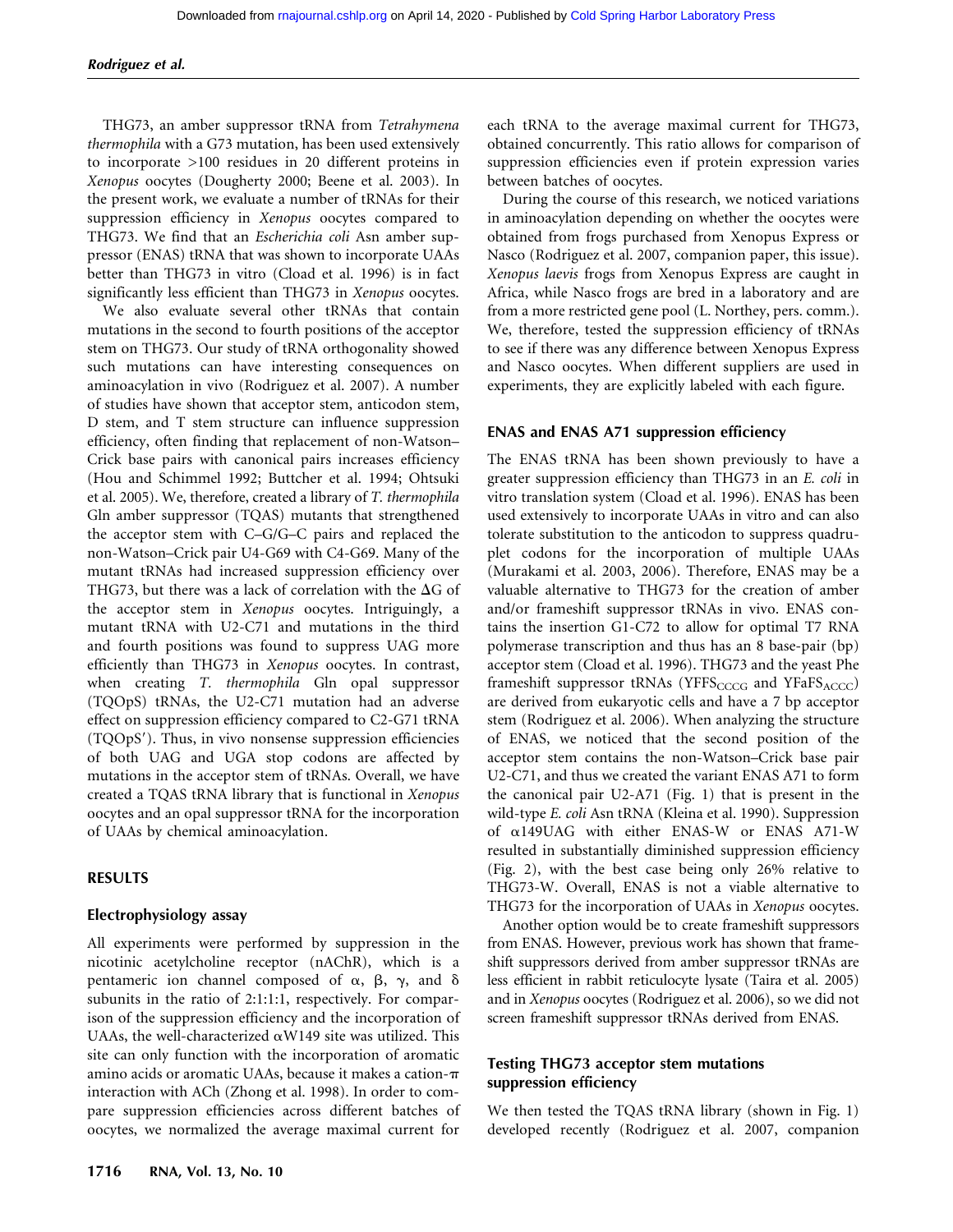THG73, an amber suppressor tRNA from *Tetrahymena thermophila* with a G73 mutation, has been used extensively to incorporate >100 residues in 20 different proteins in *Xenopus* oocytes (Dougherty 2000; Beene et al. 2003). In the present work, we evaluate a number of tRNAs for their suppression efficiency in *Xenopus* oocytes compared to THG73. We find that an *Escherichia coli* Asn amber suppressor (ENAS) tRNA that was shown to incorporate UAAs better than THG73 in vitro (Cload et al. 1996) is in fact significantly less efficient than THG73 in *Xenopus* oocytes.

We also evaluate several other tRNAs that contain mutations in the second to fourth positions of the acceptor stem on THG73. Our study of tRNA orthogonality showed such mutations can have interesting consequences on aminoacylation in vivo (Rodriguez et al. 2007). A number of studies have shown that acceptor stem, anticodon stem, D stem, and T stem structure can influence suppression efficiency, often finding that replacement of non-Watson–Crick base pairs with canonical pairs increases efficiency (Hou and Schimmel 1992; Buttcher et al. 1994; Ohtsuki et al. 2005). We, therefore, created a library of *T. thermophila* Gln amber suppressor (TQAS) mutants that strengthened the acceptor stem with C–G/G–C pairs and replaced the non-Watson–Crick pair U4-G69 with C4-G69. Many of the mutant tRNAs had increased suppression efficiency over THG73, but there was a lack of correlation with the ΔG of the acceptor stem in *Xenopus* oocytes. Intriguingly, a mutant tRNA with U2-C71 and mutations in the third and fourth positions was found to suppress UAG more efficiently than THG73 in *Xenopus* oocytes. In contrast, when creating *T. thermophila* Gln opal suppressor (TQOpS) tRNAs, the U2-C71 mutation had an adverse effect on suppression efficiency compared to C2-G71 tRNA (TQOpS′). Thus, in vivo nonsense suppression efficiencies of both UAG and UGA stop codons are affected by mutations in the acceptor stem of tRNAs. Overall, we have created a TQAS tRNA library that is functional in *Xenopus* oocytes and an opal suppressor tRNA for the incorporation of UAAs by chemical aminoacylation.

## RESULTS

### Electrophysiology assay

All experiments were performed by suppression in the nicotinic acetylcholine receptor (nAChR), which is a pentameric ion channel composed of α, β, γ, and δ subunits in the ratio of 2:1:1:1, respectively. For comparison of the suppression efficiency and the incorporation of UAAs, the well-characterized αW149 site was utilized. This site can only function with the incorporation of aromatic amino acids or aromatic UAAs, because it makes a cation-π interaction with ACh (Zhong et al. 1998). In order to compare suppression efficiencies across different batches of oocytes, we normalized the average maximal current for each tRNA to the average maximal current for THG73, obtained concurrently. This ratio allows for comparison of suppression efficiencies even if protein expression varies between batches of oocytes.

During the course of this research, we noticed variations in aminoacylation depending on whether the oocytes were obtained from frogs purchased from Xenopus Express or Nasco (Rodriguez et al. 2007, companion paper, this issue). *Xenopus laevis* frogs from Xenopus Express are caught in Africa, while Nasco frogs are bred in a laboratory and are from a more restricted gene pool (L. Northey, pers. comm.). We, therefore, tested the suppression efficiency of tRNAs to see if there was any difference between Xenopus Express and Nasco oocytes. When different suppliers are used in experiments, they are explicitly labeled with each figure.

### ENAS and ENAS A71 suppression efficiency

The ENAS tRNA has been shown previously to have a greater suppression efficiency than THG73 in an *E. coli* in vitro translation system (Cload et al. 1996). ENAS has been used extensively to incorporate UAAs in vitro and can also tolerate substitution to the anticodon to suppress quadruplet codons for the incorporation of multiple UAAs (Murakami et al. 2003, 2006). Therefore, ENAS may be a valuable alternative to THG73 for the creation of amber and/or frameshift suppressor tRNAs in vivo. ENAS contains the insertion G1-C72 to allow for optimal T7 RNA polymerase transcription and thus has an 8 base-pair (bp) acceptor stem (Cload et al. 1996). THG73 and the yeast Phe frameshift suppressor tRNAs ($YFFS_{CCCG}$ and $YFaFS_{ACCC}$) are derived from eukaryotic cells and have a 7 bp acceptor stem (Rodriguez et al. 2006). When analyzing the structure of ENAS, we noticed that the second position of the acceptor stem contains the non-Watson–Crick base pair U2-C71, and thus we created the variant ENAS A71 to form the canonical pair U2-A71 (Fig. 1) that is present in the wild-type *E. coli* Asn tRNA (Kleina et al. 1990). Suppression of α149UAG with either ENAS-W or ENAS A71-W resulted in substantially diminished suppression efficiency (Fig. 2), with the best case being only 26% relative to THG73-W. Overall, ENAS is not a viable alternative to THG73 for the incorporation of UAAs in *Xenopus* oocytes.

Another option would be to create frameshift suppressors from ENAS. However, previous work has shown that frameshift suppressors derived from amber suppressor tRNAs are less efficient in rabbit reticulocyte lysate (Taira et al. 2005) and in *Xenopus* oocytes (Rodriguez et al. 2006), so we did not screen frameshift suppressor tRNAs derived from ENAS.

### Testing THG73 acceptor stem mutations suppression efficiency

We then tested the TQAS tRNA library (shown in Fig. 1) developed recently (Rodriguez et al. 2007, companion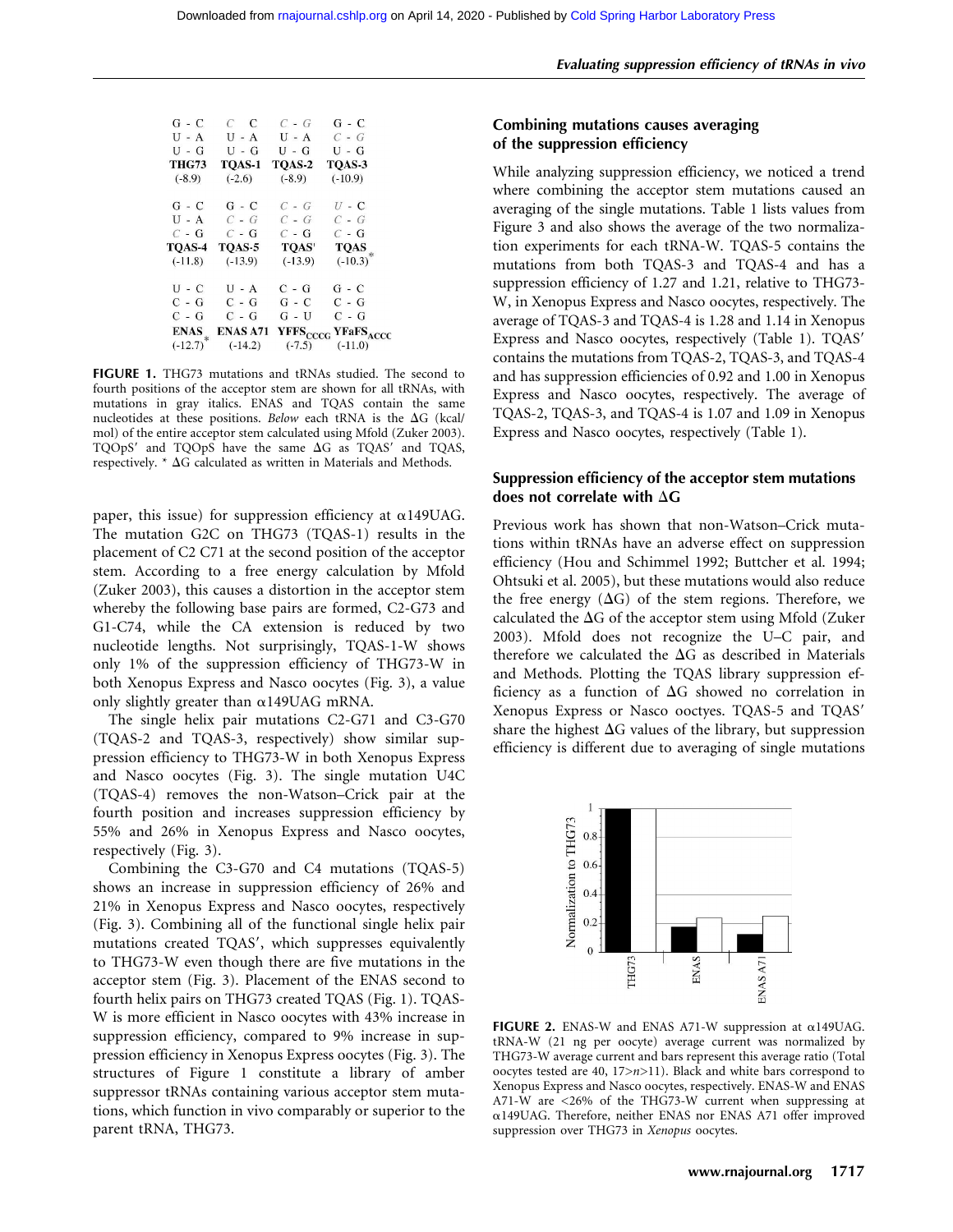| G - C | C   C | C - G | G - C |
|---|---|---|---|
| U - A | U - A | U - A | C - G |
| U - G | U - G | U - G | U - G |
| **THG73** | **TQAS-1** | **TQAS-2** | **TQAS-3** |
| (-8.9) | (-2.6) | (-8.9) | (-10.9) |
| G - C | G - C | C - G | U - C |
| U - A | C - G | C - G | C - G |
| C - G | C - G | C - G | C - G |
| **TQAS-4** | **TQAS-5** | **TQAS'** | **TQAS** |
| (-11.8) | (-13.9) | (-13.9) | (-10.3)* |
| U - C | U - A | C - G | G - C |
| C - G | C - G | G - C | C - G |
| C - G | C - G | G - U | C - G |
| **ENAS** | **ENAS A71** | **$YFFS_{CCCG}$** | **$YFaFS_{ACCC}$** |
| (-12.7)* | (-14.2) | (-7.5) | (-11.0) |

**FIGURE 1.** THG73 mutations and tRNAs studied. The second to fourth positions of the acceptor stem are shown for all tRNAs, with mutations in gray italics. ENAS and TQAS contain the same nucleotides at these positions. *Below* each tRNA is the ΔG (kcal/mol) of the entire acceptor stem calculated using Mfold (Zuker 2003). TQOpS′ and TQOpS have the same ΔG as TQAS′ and TQAS, respectively. * ΔG calculated as written in Materials and Methods.

paper, this issue) for suppression efficiency at α149UAG. The mutation G2C on THG73 (TQAS-1) results in the placement of C2 C71 at the second position of the acceptor stem. According to a free energy calculation by Mfold (Zuker 2003), this causes a distortion in the acceptor stem whereby the following base pairs are formed, C2-G73 and G1-C74, while the CA extension is reduced by two nucleotide lengths. Not surprisingly, TQAS-1-W shows only 1% of the suppression efficiency of THG73-W in both Xenopus Express and Nasco oocytes (Fig. 3), a value only slightly greater than α149UAG mRNA.

The single helix pair mutations C2-G71 and C3-G70 (TQAS-2 and TQAS-3, respectively) show similar suppression efficiency to THG73-W in both Xenopus Express and Nasco oocytes (Fig. 3). The single mutation U4C (TQAS-4) removes the non-Watson–Crick pair at the fourth position and increases suppression efficiency by 55% and 26% in Xenopus Express and Nasco oocytes, respectively (Fig. 3).

Combining the C3-G70 and C4 mutations (TQAS-5) shows an increase in suppression efficiency of 26% and 21% in Xenopus Express and Nasco oocytes, respectively (Fig. 3). Combining all of the functional single helix pair mutations created TQAS′, which suppresses equivalently to THG73-W even though there are five mutations in the acceptor stem (Fig. 3). Placement of the ENAS second to fourth helix pairs on THG73 created TQAS (Fig. 1). TQAS-W is more efficient in Nasco oocytes with 43% increase in suppression efficiency, compared to 9% increase in suppression efficiency in Xenopus Express oocytes (Fig. 3). The structures of Figure 1 constitute a library of amber suppressor tRNAs containing various acceptor stem mutations, which function in vivo comparably or superior to the parent tRNA, THG73.

## Combining mutations causes averaging of the suppression efficiency

While analyzing suppression efficiency, we noticed a trend where combining the acceptor stem mutations caused an averaging of the single mutations. Table 1 lists values from Figure 3 and also shows the average of the two normalization experiments for each tRNA-W. TQAS-5 contains the mutations from both TQAS-3 and TQAS-4 and has a suppression efficiency of 1.27 and 1.21, relative to THG73-W, in Xenopus Express and Nasco oocytes, respectively. The average of TQAS-3 and TQAS-4 is 1.28 and 1.14 in Xenopus Express and Nasco oocytes, respectively (Table 1). TQAS′ contains the mutations from TQAS-2, TQAS-3, and TQAS-4 and has suppression efficiencies of 0.92 and 1.00 in Xenopus Express and Nasco oocytes, respectively. The average of TQAS-2, TQAS-3, and TQAS-4 is 1.07 and 1.09 in Xenopus Express and Nasco oocytes, respectively (Table 1).

## Suppression efficiency of the acceptor stem mutations does not correlate with ΔG

Previous work has shown that non-Watson–Crick mutations within tRNAs have an adverse effect on suppression efficiency (Hou and Schimmel 1992; Buttcher et al. 1994; Ohtsuki et al. 2005), but these mutations would also reduce the free energy (ΔG) of the stem regions. Therefore, we calculated the ΔG of the acceptor stem using Mfold (Zuker 2003). Mfold does not recognize the U–C pair, and therefore we calculated the ΔG as described in Materials and Methods. Plotting the TQAS library suppression efficiency as a function of ΔG showed no correlation in Xenopus Express or Nasco ooctyes. TQAS-5 and TQAS′ share the highest ΔG values of the library, but suppression efficiency is different due to averaging of single mutations

**FIGURE 2.** ENAS-W and ENAS A71-W suppression at α149UAG. tRNA-W (21 ng per oocyte) average current was normalized by THG73-W average current and bars represent this average ratio (Total oocytes tested are 40, 17>$n$>11). Black and white bars correspond to Xenopus Express and Nasco oocytes, respectively. ENAS-W and ENAS A71-W are <26% of the THG73-W current when suppressing at α149UAG. Therefore, neither ENAS nor ENAS A71 offer improved suppression over THG73 in *Xenopus* oocytes.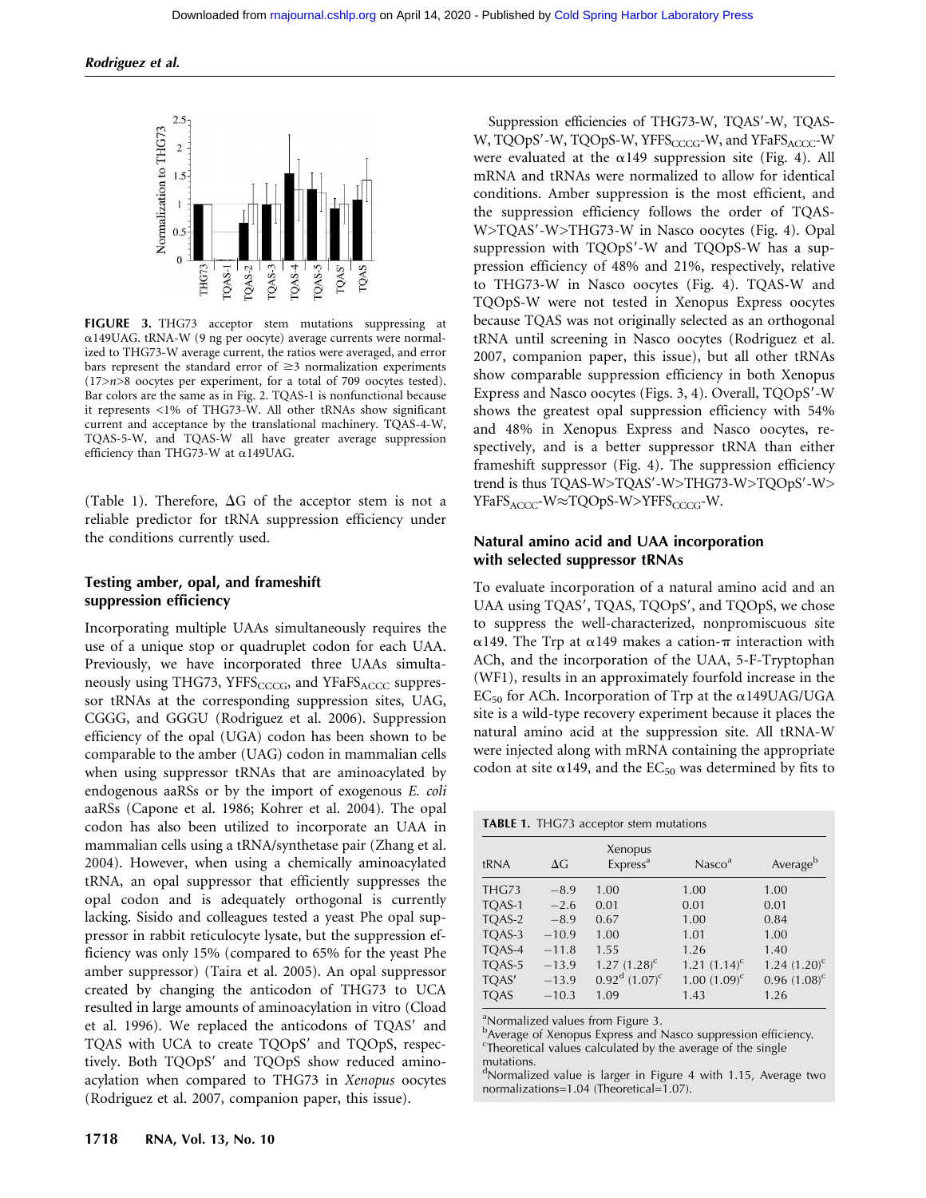FIGURE 3. THG73 acceptor stem mutations suppressing at α149UAG. tRNA-W (9 ng per oocyte) average currents were normalized to THG73-W average current, the ratios were averaged, and error bars represent the standard error of ≥3 normalization experiments (17>n>8 oocytes per experiment, for a total of 709 oocytes tested). Bar colors are the same as in Fig. 2. TQAS-1 is nonfunctional because it represents <1% of THG73-W. All other tRNAs show significant current and acceptance by the translational machinery. TQAS-4-W, TQAS-5-W, and TQAS-W all have greater average suppression efficiency than THG73-W at α149UAG.

(Table 1). Therefore, ΔG of the acceptor stem is not a reliable predictor for tRNA suppression efficiency under the conditions currently used.

## Testing amber, opal, and frameshift suppression efficiency

Incorporating multiple UAAs simultaneously requires the use of a unique stop or quadruplet codon for each UAA. Previously, we have incorporated three UAAs simultaneously using THG73, $YFFS_{CCCG}$, and $YFaFS_{ACCC}$ suppressor tRNAs at the corresponding suppression sites, UAG, CGGG, and GGGU (Rodriguez et al. 2006). Suppression efficiency of the opal (UGA) codon has been shown to be comparable to the amber (UAG) codon in mammalian cells when using suppressor tRNAs that are aminoacylated by endogenous aaRSs or by the import of exogenous *E. coli* aaRSs (Capone et al. 1986; Kohrer et al. 2004). The opal codon has also been utilized to incorporate an UAA in mammalian cells using a tRNA/synthetase pair (Zhang et al. 2004). However, when using a chemically aminoacylated tRNA, an opal suppressor that efficiently suppresses the opal codon and is adequately orthogonal is currently lacking. Sisido and colleagues tested a yeast Phe opal suppressor in rabbit reticulocyte lysate, but the suppression efficiency was only 15% (compared to 65% for the yeast Phe amber suppressor) (Taira et al. 2005). An opal suppressor created by changing the anticodon of THG73 to UCA resulted in large amounts of aminoacylation in vitro (Cload et al. 1996). We replaced the anticodons of TQAS′ and TQAS with UCA to create TQOpS′ and TQOpS, respectively. Both TQOpS′ and TQOpS show reduced aminoacylation when compared to THG73 in *Xenopus* oocytes (Rodriguez et al. 2007, companion paper, this issue).

Suppression efficiencies of THG73-W, TQAS′-W, TQAS-W, TQOpS′-W, TQOpS-W, $YFFS_{CCCG}$-W, and $YFaFS_{ACCC}$-W were evaluated at the α149 suppression site (Fig. 4). All mRNA and tRNAs were normalized to allow for identical conditions. Amber suppression is the most efficient, and the suppression efficiency follows the order of TQAS-W>TQAS′-W>THG73-W in Nasco oocytes (Fig. 4). Opal suppression with TQOpS′-W and TQOpS-W has a suppression efficiency of 48% and 21%, respectively, relative to THG73-W in Nasco oocytes (Fig. 4). TQAS-W and TQOpS-W were not tested in Xenopus Express oocytes because TQAS was not originally selected as an orthogonal tRNA until screening in Nasco oocytes (Rodriguez et al. 2007, companion paper, this issue), but all other tRNAs show comparable suppression efficiency in both Xenopus Express and Nasco oocytes (Figs. 3, 4). Overall, TQOpS′-W shows the greatest opal suppression efficiency with 54% and 48% in Xenopus Express and Nasco oocytes, respectively, and is a better suppressor tRNA than either frameshift suppressor (Fig. 4). The suppression efficiency trend is thus TQAS-W>TQAS′-W>THG73-W>TQOpS′-W>$YFaFS_{ACCC}$-W≈TQOpS-W>$YFFS_{CCCG}$-W.

## Natural amino acid and UAA incorporation with selected suppressor tRNAs

To evaluate incorporation of a natural amino acid and an UAA using TQAS′, TQAS, TQOpS′, and TQOpS, we chose to suppress the well-characterized, nonpromiscuous site α149. The Trp at α149 makes a cation-π interaction with ACh, and the incorporation of the UAA, 5-F-Tryptophan (WF1), results in an approximately fourfold increase in the $EC_{50}$ for ACh. Incorporation of Trp at the α149UAG/UGA site is a wild-type recovery experiment because it places the natural amino acid at the suppression site. All tRNA-W were injected along with mRNA containing the appropriate codon at site α149, and the $EC_{50}$ was determined by fits to

**TABLE 1.** THG73 acceptor stem mutations

| tRNA | ΔG | Xenopus Express[a] | Nasco[a] | Average[b] |
|---|---|---|---|---|
| THG73 | −8.9 | 1.00 | 1.00 | 1.00 |
| TQAS-1 | −2.6 | 0.01 | 0.01 | 0.01 |
| TQAS-2 | −8.9 | 0.67 | 1.00 | 0.84 |
| TQAS-3 | −10.9 | 1.00 | 1.01 | 1.00 |
| TQAS-4 | −11.8 | 1.55 | 1.26 | 1.40 |
| TQAS-5 | −13.9 | 1.27 (1.28)[c] | 1.21 (1.14)[c] | 1.24 (1.20)[c] |
| TQAS′ | −13.9 | 0.92[d] (1.07)[c] | 1.00 (1.09)[c] | 0.96 (1.08)[c] |
| TQAS | −10.3 | 1.09 | 1.43 | 1.26 |

[a]Normalized values from Figure 3.
[b]Average of Xenopus Express and Nasco suppression efficiency.
[c]Theoretical values calculated by the average of the single mutations.
[d]Normalized value is larger in Figure 4 with 1.15, Average two normalizations=1.04 (Theoretical=1.07).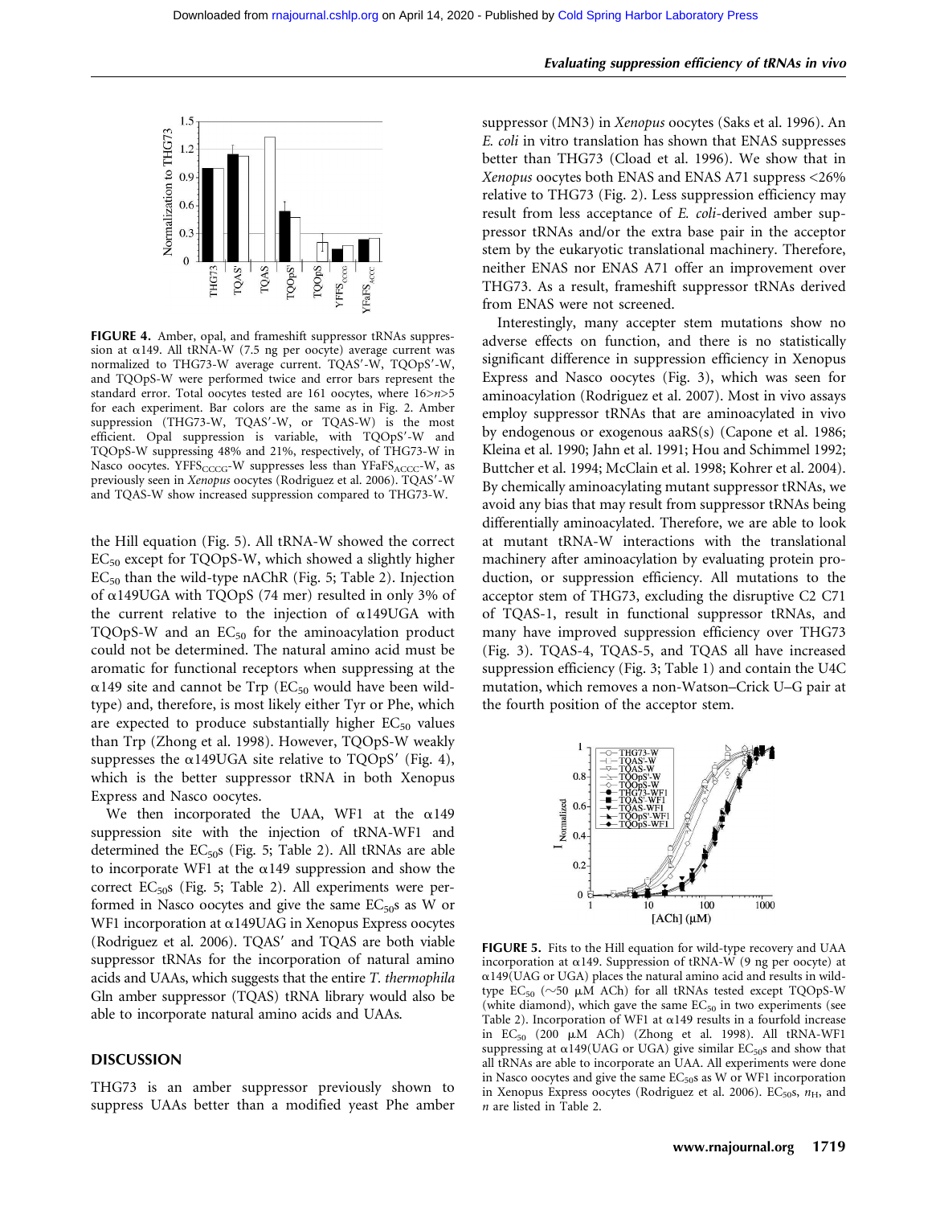FIGURE 4. Amber, opal, and frameshift suppressor tRNAs suppression at α149. All tRNA-W (7.5 ng per oocyte) average current was normalized to THG73-W average current. TQAS′-W, TQOpS′-W, and TQOpS-W were performed twice and error bars represent the standard error. Total oocytes tested are 161 oocytes, where $16 > n > 5$ for each experiment. Bar colors are the same as in Fig. 2. Amber suppression (THG73-W, TQAS′-W, or TQAS-W) is the most efficient. Opal suppression is variable, with TQOpS′-W and TQOpS-W suppressing 48% and 21%, respectively, of THG73-W in Nasco oocytes. $YFFS_{CCCG}$-W suppresses less than $YFaFS_{ACCC}$-W, as previously seen in *Xenopus* oocytes (Rodriguez et al. 2006). TQAS′-W and TQAS-W show increased suppression compared to THG73-W.

the Hill equation (Fig. 5). All tRNA-W showed the correct $EC_{50}$ except for TQOpS-W, which showed a slightly higher $EC_{50}$ than the wild-type nAChR (Fig. 5; Table 2). Injection of α149UGA with TQOpS (74 mer) resulted in only 3% of the current relative to the injection of α149UGA with TQOpS-W and an $EC_{50}$ for the aminoacylation product could not be determined. The natural amino acid must be aromatic for functional receptors when suppressing at the α149 site and cannot be Trp ($EC_{50}$ would have been wild-type) and, therefore, is most likely either Tyr or Phe, which are expected to produce substantially higher $EC_{50}$ values than Trp (Zhong et al. 1998). However, TQOpS-W weakly suppresses the α149UGA site relative to TQOpS′ (Fig. 4), which is the better suppressor tRNA in both Xenopus Express and Nasco oocytes.

We then incorporated the UAA, WF1 at the α149 suppression site with the injection of tRNA-WF1 and determined the $EC_{50}$s (Fig. 5; Table 2). All tRNAs are able to incorporate WF1 at the α149 suppression and show the correct $EC_{50}$s (Fig. 5; Table 2). All experiments were performed in Nasco oocytes and give the same $EC_{50}$s as W or WF1 incorporation at α149UAG in Xenopus Express oocytes (Rodriguez et al. 2006). TQAS′ and TQAS are both viable suppressor tRNAs for the incorporation of natural amino acids and UAAs, which suggests that the entire *T. thermophila* Gln amber suppressor (TQAS) tRNA library would also be able to incorporate natural amino acids and UAAs.

## DISCUSSION

THG73 is an amber suppressor previously shown to suppress UAAs better than a modified yeast Phe amber suppressor (MN3) in *Xenopus* oocytes (Saks et al. 1996). An *E. coli* in vitro translation has shown that ENAS suppresses better than THG73 (Cload et al. 1996). We show that in *Xenopus* oocytes both ENAS and ENAS A71 suppress <26% relative to THG73 (Fig. 2). Less suppression efficiency may result from less acceptance of *E. coli*-derived amber suppressor tRNAs and/or the extra base pair in the acceptor stem by the eukaryotic translational machinery. Therefore, neither ENAS nor ENAS A71 offer an improvement over THG73. As a result, frameshift suppressor tRNAs derived from ENAS were not screened.

Interestingly, many accepter stem mutations show no adverse effects on function, and there is no statistically significant difference in suppression efficiency in Xenopus Express and Nasco oocytes (Fig. 3), which was seen for aminoacylation (Rodriguez et al. 2007). Most in vivo assays employ suppressor tRNAs that are aminoacylated in vivo by endogenous or exogenous aaRS(s) (Capone et al. 1986; Kleina et al. 1990; Jahn et al. 1991; Hou and Schimmel 1992; Buttcher et al. 1994; McClain et al. 1998; Kohrer et al. 2004). By chemically aminoacylating mutant suppressor tRNAs, we avoid any bias that may result from suppressor tRNAs being differentially aminoacylated. Therefore, we are able to look at mutant tRNA-W interactions with the translational machinery after aminoacylation by evaluating protein production, or suppression efficiency. All mutations to the acceptor stem of THG73, excluding the disruptive C2 C71 of TQAS-1, result in functional suppressor tRNAs, and many have improved suppression efficiency over THG73 (Fig. 3). TQAS-4, TQAS-5, and TQAS all have increased suppression efficiency (Fig. 3; Table 1) and contain the U4C mutation, which removes a non-Watson–Crick U–G pair at the fourth position of the acceptor stem.

FIGURE 5. Fits to the Hill equation for wild-type recovery and UAA incorporation at α149. Suppression of tRNA-W (9 ng per oocyte) at α149(UAG or UGA) places the natural amino acid and results in wild-type $EC_{50}$ (~50 μM ACh) for all tRNAs tested except TQOpS-W (white diamond), which gave the same $EC_{50}$ in two experiments (see Table 2). Incorporation of WF1 at α149 results in a fourfold increase in $EC_{50}$ (200 μM ACh) (Zhong et al. 1998). All tRNA-WF1 suppressing at α149(UAG or UGA) give similar $EC_{50}$s and show that all tRNAs are able to incorporate an UAA. All experiments were done in Nasco oocytes and give the same $EC_{50}$s as W or WF1 incorporation in Xenopus Express oocytes (Rodriguez et al. 2006). $EC_{50}$s, $n_H$, and $n$ are listed in Table 2.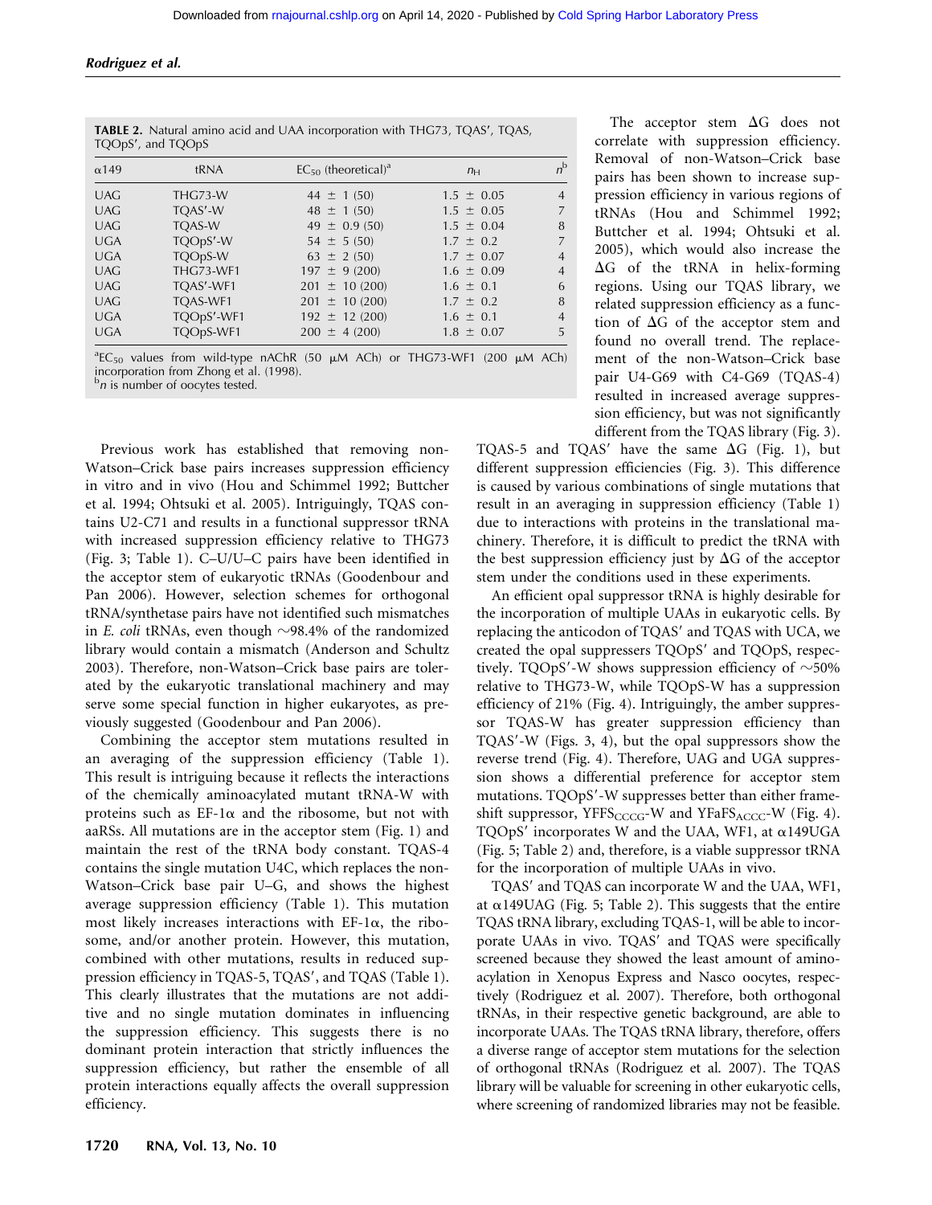**TABLE 2.** Natural amino acid and UAA incorporation with THG73, TQAS′, TQAS, TQOpS′, and TQOpS

| α149 | tRNA | $EC_{50}$ (theoretical)[a] | $n_H$ | $n$[b] |
|---|---|---|---|---|
| UAG | THG73-W | 44 ± 1 (50) | 1.5 ± 0.05 | 4 |
| UAG | TQAS′-W | 48 ± 1 (50) | 1.5 ± 0.05 | 7 |
| UAG | TQAS-W | 49 ± 0.9 (50) | 1.5 ± 0.04 | 8 |
| UGA | TQOpS′-W | 54 ± 5 (50) | 1.7 ± 0.2 | 7 |
| UGA | TQOpS-W | 63 ± 2 (50) | 1.7 ± 0.07 | 4 |
| UAG | THG73-WF1 | 197 ± 9 (200) | 1.6 ± 0.09 | 4 |
| UAG | TQAS′-WF1 | 201 ± 10 (200) | 1.6 ± 0.1 | 6 |
| UAG | TQAS-WF1 | 201 ± 10 (200) | 1.7 ± 0.2 | 8 |
| UGA | TQOpS′-WF1 | 192 ± 12 (200) | 1.6 ± 0.1 | 4 |
| UGA | TQOpS-WF1 | 200 ± 4 (200) | 1.8 ± 0.07 | 5 |

[a]$EC_{50}$ values from wild-type nAChR (50 μM ACh) or THG73-WF1 (200 μM ACh) incorporation from Zhong et al. (1998).
[b]$n$ is number of oocytes tested.

Previous work has established that removing non-Watson–Crick base pairs increases suppression efficiency in vitro and in vivo (Hou and Schimmel 1992; Buttcher et al. 1994; Ohtsuki et al. 2005). Intriguingly, TQAS contains U2-C71 and results in a functional suppressor tRNA with increased suppression efficiency relative to THG73 (Fig. 3; Table 1). C–U/U–C pairs have been identified in the acceptor stem of eukaryotic tRNAs (Goodenbour and Pan 2006). However, selection schemes for orthogonal tRNA/synthetase pairs have not identified such mismatches in *E. coli* tRNAs, even though ~98.4% of the randomized library would contain a mismatch (Anderson and Schultz 2003). Therefore, non-Watson–Crick base pairs are tolerated by the eukaryotic translational machinery and may serve some special function in higher eukaryotes, as previously suggested (Goodenbour and Pan 2006).

Combining the acceptor stem mutations resulted in an averaging of the suppression efficiency (Table 1). This result is intriguing because it reflects the interactions of the chemically aminoacylated mutant tRNA-W with proteins such as EF-1α and the ribosome, but not with aaRSs. All mutations are in the acceptor stem (Fig. 1) and maintain the rest of the tRNA body constant. TQAS-4 contains the single mutation U4C, which replaces the non-Watson–Crick base pair U–G, and shows the highest average suppression efficiency (Table 1). This mutation most likely increases interactions with EF-1α, the ribosome, and/or another protein. However, this mutation, combined with other mutations, results in reduced suppression efficiency in TQAS-5, TQAS′, and TQAS (Table 1). This clearly illustrates that the mutations are not additive and no single mutation dominates in influencing the suppression efficiency. This suggests there is no dominant protein interaction that strictly influences the suppression efficiency, but rather the ensemble of all protein interactions equally affects the overall suppression efficiency.

The acceptor stem ΔG does not correlate with suppression efficiency. Removal of non-Watson–Crick base pairs has been shown to increase suppression efficiency in various regions of tRNAs (Hou and Schimmel 1992; Buttcher et al. 1994; Ohtsuki et al. 2005), which would also increase the ΔG of the tRNA in helix-forming regions. Using our TQAS library, we related suppression efficiency as a function of ΔG of the acceptor stem and found no overall trend. The replacement of the non-Watson–Crick base pair U4-G69 with C4-G69 (TQAS-4) resulted in increased average suppression efficiency, but was not significantly different from the TQAS library (Fig. 3). TQAS-5 and TQAS′ have the same ΔG (Fig. 1), but different suppression efficiencies (Fig. 3). This difference is caused by various combinations of single mutations that result in an averaging in suppression efficiency (Table 1) due to interactions with proteins in the translational machinery. Therefore, it is difficult to predict the tRNA with the best suppression efficiency just by ΔG of the acceptor stem under the conditions used in these experiments.

An efficient opal suppressor tRNA is highly desirable for the incorporation of multiple UAAs in eukaryotic cells. By replacing the anticodon of TQAS′ and TQAS with UCA, we created the opal suppressers TQOpS′ and TQOpS, respectively. TQOpS′-W shows suppression efficiency of ~50% relative to THG73-W, while TQOpS-W has a suppression efficiency of 21% (Fig. 4). Intriguingly, the amber suppressor TQAS-W has greater suppression efficiency than TQAS′-W (Figs. 3, 4), but the opal suppressors show the reverse trend (Fig. 4). Therefore, UAG and UGA suppression shows a differential preference for acceptor stem mutations. TQOpS′-W suppresses better than either frameshift suppressor, $YFFS_{CCCG}$-W and $YFaFS_{ACCC}$-W (Fig. 4). TQOpS′ incorporates W and the UAA, WF1, at α149UGA (Fig. 5; Table 2) and, therefore, is a viable suppressor tRNA for the incorporation of multiple UAAs in vivo.

TQAS′ and TQAS can incorporate W and the UAA, WF1, at α149UAG (Fig. 5; Table 2). This suggests that the entire TQAS tRNA library, excluding TQAS-1, will be able to incorporate UAAs in vivo. TQAS′ and TQAS were specifically screened because they showed the least amount of aminoacylation in Xenopus Express and Nasco oocytes, respectively (Rodriguez et al. 2007). Therefore, both orthogonal tRNAs, in their respective genetic background, are able to incorporate UAAs. The TQAS tRNA library, therefore, offers a diverse range of acceptor stem mutations for the selection of orthogonal tRNAs (Rodriguez et al. 2007). The TQAS library will be valuable for screening in other eukaryotic cells, where screening of randomized libraries may not be feasible.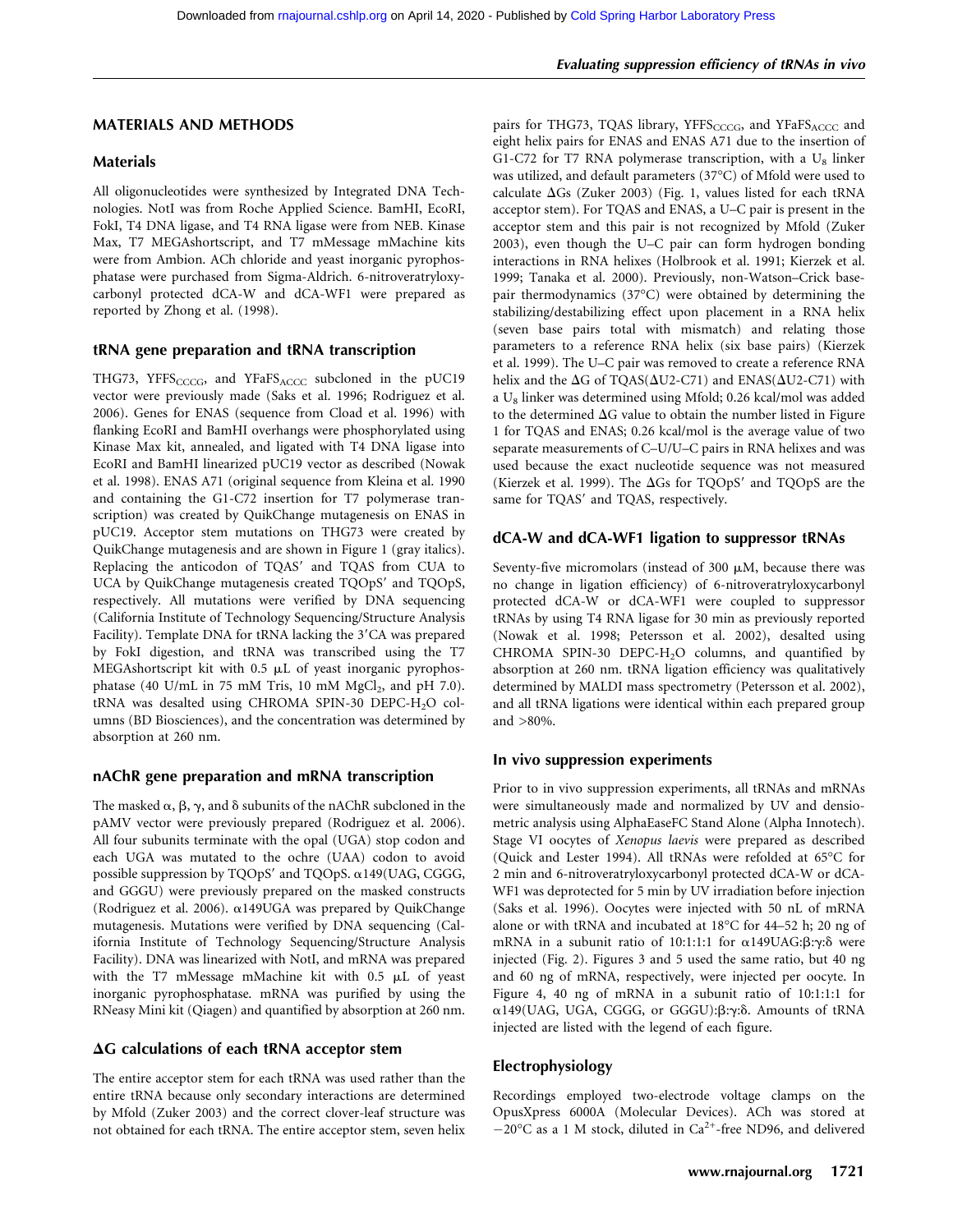## MATERIALS AND METHODS

### Materials

All oligonucleotides were synthesized by Integrated DNA Technologies. NotI was from Roche Applied Science. BamHI, EcoRI, FokI, T4 DNA ligase, and T4 RNA ligase were from NEB. Kinase Max, T7 MEGAshortscript, and T7 mMessage mMachine kits were from Ambion. ACh chloride and yeast inorganic pyrophosphatase were purchased from Sigma-Aldrich. 6-nitroveratryloxycarbonyl protected dCA-W and dCA-WF1 were prepared as reported by Zhong et al. (1998).

### tRNA gene preparation and tRNA transcription

THG73, $YFFS_{CCCG}$, and $YFaFS_{ACCC}$ subcloned in the pUC19 vector were previously made (Saks et al. 1996; Rodriguez et al. 2006). Genes for ENAS (sequence from Cload et al. 1996) with flanking EcoRI and BamHI overhangs were phosphorylated using Kinase Max kit, annealed, and ligated with T4 DNA ligase into EcoRI and BamHI linearized pUC19 vector as described (Nowak et al. 1998). ENAS A71 (original sequence from Kleina et al. 1990 and containing the G1-C72 insertion for T7 polymerase transcription) was created by QuikChange mutagenesis on ENAS in pUC19. Acceptor stem mutations on THG73 were created by QuikChange mutagenesis and are shown in Figure 1 (gray italics). Replacing the anticodon of TQAS′ and TQAS from CUA to UCA by QuikChange mutagenesis created TQOpS′ and TQOpS, respectively. All mutations were verified by DNA sequencing (California Institute of Technology Sequencing/Structure Analysis Facility). Template DNA for tRNA lacking the 3′CA was prepared by FokI digestion, and tRNA was transcribed using the T7 MEGAshortscript kit with 0.5 μL of yeast inorganic pyrophosphatase (40 U/mL in 75 mM Tris, 10 mM $MgCl_2$, and pH 7.0). tRNA was desalted using CHROMA SPIN-30 DEPC-$H_2O$ columns (BD Biosciences), and the concentration was determined by absorption at 260 nm.

### nAChR gene preparation and mRNA transcription

The masked α, β, γ, and δ subunits of the nAChR subcloned in the pAMV vector were previously prepared (Rodriguez et al. 2006). All four subunits terminate with the opal (UGA) stop codon and each UGA was mutated to the ochre (UAA) codon to avoid possible suppression by TQOpS′ and TQOpS. α149(UAG, CGGG, and GGGU) were previously prepared on the masked constructs (Rodriguez et al. 2006). α149UGA was prepared by QuikChange mutagenesis. Mutations were verified by DNA sequencing (California Institute of Technology Sequencing/Structure Analysis Facility). DNA was linearized with NotI, and mRNA was prepared with the T7 mMessage mMachine kit with 0.5 μL of yeast inorganic pyrophosphatase. mRNA was purified by using the RNeasy Mini kit (Qiagen) and quantified by absorption at 260 nm.

### ΔG calculations of each tRNA acceptor stem

The entire acceptor stem for each tRNA was used rather than the entire tRNA because only secondary interactions are determined by Mfold (Zuker 2003) and the correct clover-leaf structure was not obtained for each tRNA. The entire acceptor stem, seven helix pairs for THG73, TQAS library, $YFFS_{CCCG}$, and $YFaFS_{ACCC}$ and eight helix pairs for ENAS and ENAS A71 due to the insertion of G1-C72 for T7 RNA polymerase transcription, with a $U_8$ linker was utilized, and default parameters (37°C) of Mfold were used to calculate ΔGs (Zuker 2003) (Fig. 1, values listed for each tRNA acceptor stem). For TQAS and ENAS, a U–C pair is present in the acceptor stem and this pair is not recognized by Mfold (Zuker 2003), even though the U–C pair can form hydrogen bonding interactions in RNA helixes (Holbrook et al. 1991; Kierzek et al. 1999; Tanaka et al. 2000). Previously, non-Watson–Crick base-pair thermodynamics (37°C) were obtained by determining the stabilizing/destabilizing effect upon placement in a RNA helix (seven base pairs total with mismatch) and relating those parameters to a reference RNA helix (six base pairs) (Kierzek et al. 1999). The U–C pair was removed to create a reference RNA helix and the ΔG of TQAS(ΔU2-C71) and ENAS(ΔU2-C71) with a $U_8$ linker was determined using Mfold; 0.26 kcal/mol was added to the determined ΔG value to obtain the number listed in Figure 1 for TQAS and ENAS; 0.26 kcal/mol is the average value of two separate measurements of C–U/U–C pairs in RNA helixes and was used because the exact nucleotide sequence was not measured (Kierzek et al. 1999). The ΔGs for TQOpS′ and TQOpS are the same for TQAS′ and TQAS, respectively.

### dCA-W and dCA-WF1 ligation to suppressor tRNAs

Seventy-five micromolars (instead of 300 μM, because there was no change in ligation efficiency) of 6-nitroveratryloxycarbonyl protected dCA-W or dCA-WF1 were coupled to suppressor tRNAs by using T4 RNA ligase for 30 min as previously reported (Nowak et al. 1998; Petersson et al. 2002), desalted using CHROMA SPIN-30 DEPC-$H_2O$ columns, and quantified by absorption at 260 nm. tRNA ligation efficiency was qualitatively determined by MALDI mass spectrometry (Petersson et al. 2002), and all tRNA ligations were identical within each prepared group and >80%.

### In vivo suppression experiments

Prior to in vivo suppression experiments, all tRNAs and mRNAs were simultaneously made and normalized by UV and densiometric analysis using AlphaEaseFC Stand Alone (Alpha Innotech). Stage VI oocytes of *Xenopus laevis* were prepared as described (Quick and Lester 1994). All tRNAs were refolded at 65°C for 2 min and 6-nitroveratryloxycarbonyl protected dCA-W or dCA-WF1 was deprotected for 5 min by UV irradiation before injection (Saks et al. 1996). Oocytes were injected with 50 nL of mRNA alone or with tRNA and incubated at 18°C for 44–52 h; 20 ng of mRNA in a subunit ratio of 10:1:1:1 for α149UAG:β:γ:δ were injected (Fig. 2). Figures 3 and 5 used the same ratio, but 40 ng and 60 ng of mRNA, respectively, were injected per oocyte. In Figure 4, 40 ng of mRNA in a subunit ratio of 10:1:1:1 for α149(UAG, UGA, CGGG, or GGGU):β:γ:δ. Amounts of tRNA injected are listed with the legend of each figure.

### Electrophysiology

Recordings employed two-electrode voltage clamps on the OpusXpress 6000A (Molecular Devices). ACh was stored at −20°C as a 1 M stock, diluted in $Ca^{2+}$-free ND96, and delivered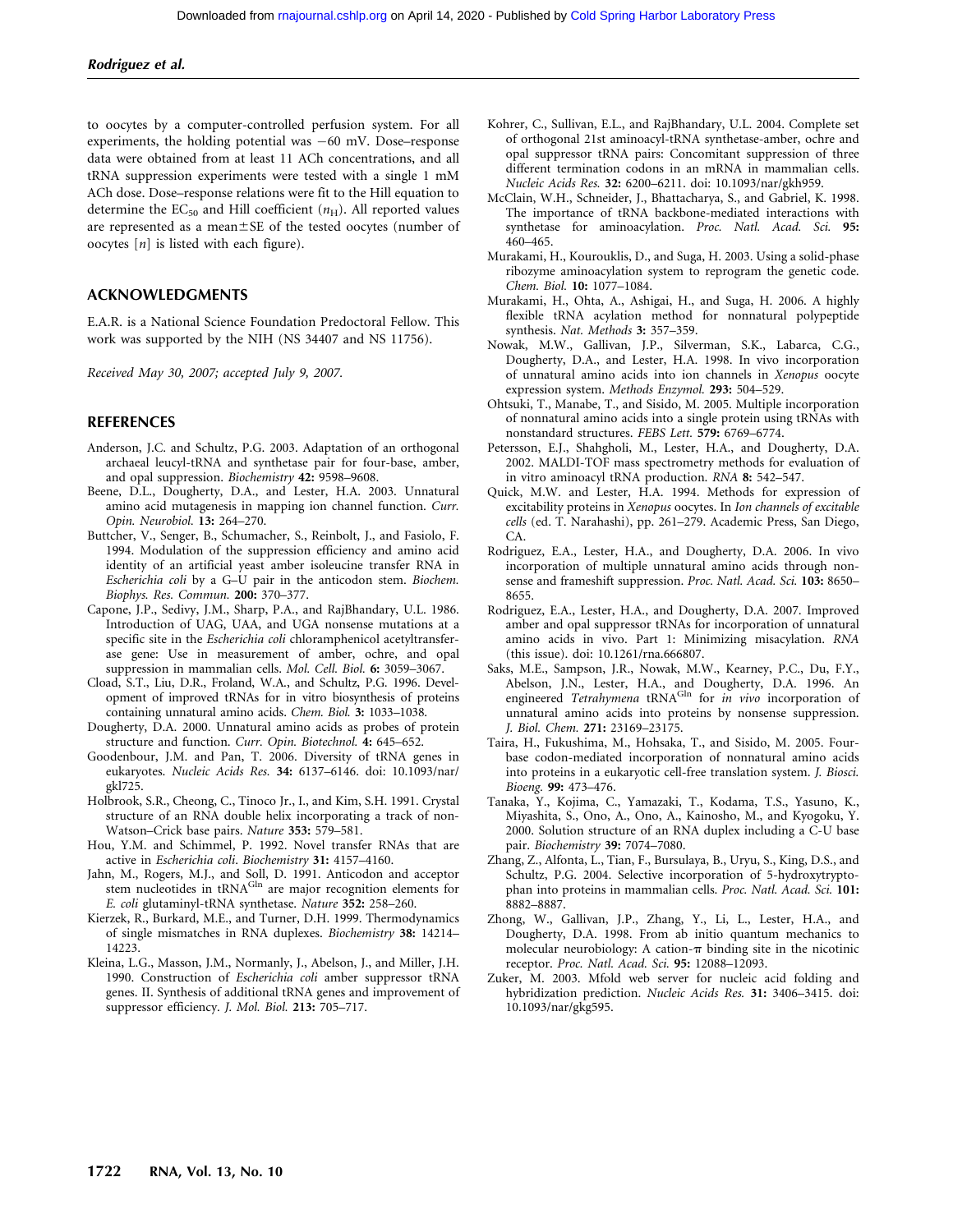to oocytes by a computer-controlled perfusion system. For all experiments, the holding potential was −60 mV. Dose–response data were obtained from at least 11 ACh concentrations, and all tRNA suppression experiments were tested with a single 1 mM ACh dose. Dose–response relations were fit to the Hill equation to determine the $EC_{50}$ and Hill coefficient ($n_H$). All reported values are represented as a mean±SE of the tested oocytes (number of oocytes [*n*] is listed with each figure).

## ACKNOWLEDGMENTS

E.A.R. is a National Science Foundation Predoctoral Fellow. This work was supported by the NIH (NS 34407 and NS 11756).

*Received May 30, 2007; accepted July 9, 2007.*

## REFERENCES

Anderson, J.C. and Schultz, P.G. 2003. Adaptation of an orthogonal archaeal leucyl-tRNA and synthetase pair for four-base, amber, and opal suppression. *Biochemistry* **42:** 9598–9608.

Beene, D.L., Dougherty, D.A., and Lester, H.A. 2003. Unnatural amino acid mutagenesis in mapping ion channel function. *Curr. Opin. Neurobiol.* **13:** 264–270.

Buttcher, V., Senger, B., Schumacher, S., Reinbolt, J., and Fasiolo, F. 1994. Modulation of the suppression efficiency and amino acid identity of an artificial yeast amber isoleucine transfer RNA in *Escherichia coli* by a G–U pair in the anticodon stem. *Biochem. Biophys. Res. Commun.* **200:** 370–377.

Capone, J.P., Sedivy, J.M., Sharp, P.A., and RajBhandary, U.L. 1986. Introduction of UAG, UAA, and UGA nonsense mutations at a specific site in the *Escherichia coli* chloramphenicol acetyltransferase gene: Use in measurement of amber, ochre, and opal suppression in mammalian cells. *Mol. Cell. Biol.* **6:** 3059–3067.

Cload, S.T., Liu, D.R., Froland, W.A., and Schultz, P.G. 1996. Development of improved tRNAs for in vitro biosynthesis of proteins containing unnatural amino acids. *Chem. Biol.* **3:** 1033–1038.

Dougherty, D.A. 2000. Unnatural amino acids as probes of protein structure and function. *Curr. Opin. Biotechnol.* **4:** 645–652.

Goodenbour, J.M. and Pan, T. 2006. Diversity of tRNA genes in eukaryotes. *Nucleic Acids Res.* **34:** 6137–6146. doi: 10.1093/nar/gkl725.

Holbrook, S.R., Cheong, C., Tinoco Jr., I., and Kim, S.H. 1991. Crystal structure of an RNA double helix incorporating a track of non-Watson–Crick base pairs. *Nature* **353:** 579–581.

Hou, Y.M. and Schimmel, P. 1992. Novel transfer RNAs that are active in *Escherichia coli*. *Biochemistry* **31:** 4157–4160.

Jahn, M., Rogers, M.J., and Soll, D. 1991. Anticodon and acceptor stem nucleotides in $tRNA^{Gln}$ are major recognition elements for *E. coli* glutaminyl-tRNA synthetase. *Nature* **352:** 258–260.

Kierzek, R., Burkard, M.E., and Turner, D.H. 1999. Thermodynamics of single mismatches in RNA duplexes. *Biochemistry* **38:** 14214–14223.

Kleina, L.G., Masson, J.M., Normanly, J., Abelson, J., and Miller, J.H. 1990. Construction of *Escherichia coli* amber suppressor tRNA genes. II. Synthesis of additional tRNA genes and improvement of suppressor efficiency. *J. Mol. Biol.* **213:** 705–717.

Kohrer, C., Sullivan, E.L., and RajBhandary, U.L. 2004. Complete set of orthogonal 21st aminoacyl-tRNA synthetase-amber, ochre and opal suppressor tRNA pairs: Concomitant suppression of three different termination codons in an mRNA in mammalian cells. *Nucleic Acids Res.* **32:** 6200–6211. doi: 10.1093/nar/gkh959.

McClain, W.H., Schneider, J., Bhattacharya, S., and Gabriel, K. 1998. The importance of tRNA backbone-mediated interactions with synthetase for aminoacylation. *Proc. Natl. Acad. Sci.* **95:** 460–465.

Murakami, H., Kourouklis, D., and Suga, H. 2003. Using a solid-phase ribozyme aminoacylation system to reprogram the genetic code. *Chem. Biol.* **10:** 1077–1084.

Murakami, H., Ohta, A., Ashigai, H., and Suga, H. 2006. A highly flexible tRNA acylation method for nonnatural polypeptide synthesis. *Nat. Methods* **3:** 357–359.

Nowak, M.W., Gallivan, J.P., Silverman, S.K., Labarca, C.G., Dougherty, D.A., and Lester, H.A. 1998. In vivo incorporation of unnatural amino acids into ion channels in *Xenopus* oocyte expression system. *Methods Enzymol.* **293:** 504–529.

Ohtsuki, T., Manabe, T., and Sisido, M. 2005. Multiple incorporation of nonnatural amino acids into a single protein using tRNAs with nonstandard structures. *FEBS Lett.* **579:** 6769–6774.

Petersson, E.J., Shahgholi, M., Lester, H.A., and Dougherty, D.A. 2002. MALDI-TOF mass spectrometry methods for evaluation of in vitro aminoacyl tRNA production. *RNA* **8:** 542–547.

Quick, M.W. and Lester, H.A. 1994. Methods for expression of excitability proteins in *Xenopus* oocytes. In *Ion channels of excitable cells* (ed. T. Narahashi), pp. 261–279. Academic Press, San Diego, CA.

Rodriguez, E.A., Lester, H.A., and Dougherty, D.A. 2006. In vivo incorporation of multiple unnatural amino acids through nonsense and frameshift suppression. *Proc. Natl. Acad. Sci.* **103:** 8650–8655.

Rodriguez, E.A., Lester, H.A., and Dougherty, D.A. 2007. Improved amber and opal suppressor tRNAs for incorporation of unnatural amino acids in vivo. Part 1: Minimizing misacylation. *RNA* (this issue). doi: 10.1261/rna.666807.

Saks, M.E., Sampson, J.R., Nowak, M.W., Kearney, P.C., Du, F.Y., Abelson, J.N., Lester, H.A., and Dougherty, D.A. 1996. An engineered *Tetrahymena* $tRNA^{Gln}$ for *in vivo* incorporation of unnatural amino acids into proteins by nonsense suppression. *J. Biol. Chem.* **271:** 23169–23175.

Taira, H., Fukushima, M., Hohsaka, T., and Sisido, M. 2005. Four-base codon-mediated incorporation of nonnatural amino acids into proteins in a eukaryotic cell-free translation system. *J. Biosci. Bioeng.* **99:** 473–476.

Tanaka, Y., Kojima, C., Yamazaki, T., Kodama, T.S., Yasuno, K., Miyashita, S., Ono, A., Ono, A., Kainosho, M., and Kyogoku, Y. 2000. Solution structure of an RNA duplex including a C-U base pair. *Biochemistry* **39:** 7074–7080.

Zhang, Z., Alfonta, L., Tian, F., Bursulaya, B., Uryu, S., King, D.S., and Schultz, P.G. 2004. Selective incorporation of 5-hydroxytryptophan into proteins in mammalian cells. *Proc. Natl. Acad. Sci.* **101:** 8882–8887.

Zhong, W., Gallivan, J.P., Zhang, Y., Li, L., Lester, H.A., and Dougherty, D.A. 1998. From ab initio quantum mechanics to molecular neurobiology: A cation-π binding site in the nicotinic receptor. *Proc. Natl. Acad. Sci.* **95:** 12088–12093.

Zuker, M. 2003. Mfold web server for nucleic acid folding and hybridization prediction. *Nucleic Acids Res.* **31:** 3406–3415. doi: 10.1093/nar/gkg595.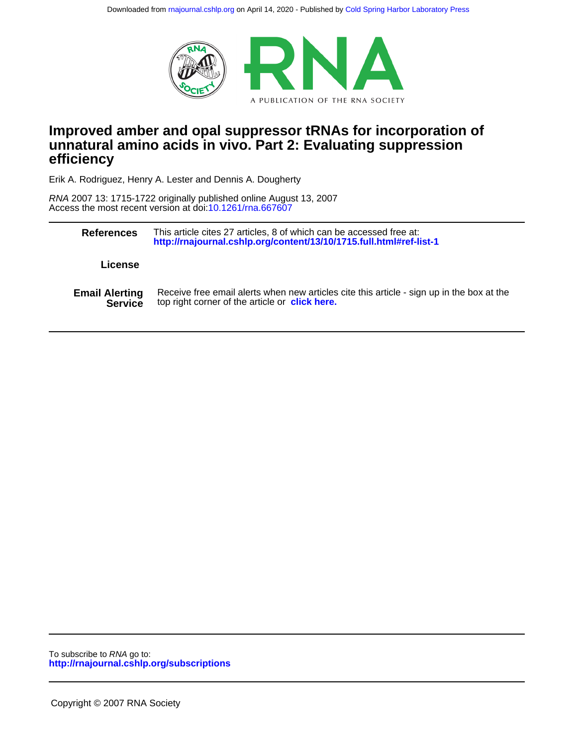Downloaded from rnajournal.cshlp.org on April 14, 2020 - Published by Cold Spring Harbor Laboratory Press

A PUBLICATION OF THE RNA SOCIETY

# Improved amber and opal suppressor tRNAs for incorporation of unnatural amino acids in vivo. Part 2: Evaluating suppression efficiency

Erik A. Rodriguez, Henry A. Lester and Dennis A. Dougherty

*RNA* 2007 13: 1715-1722 originally published online August 13, 2007
Access the most recent version at doi:10.1261/rna.667607

| | |
|---|---|
| **References** | This article cites 27 articles, 8 of which can be accessed free at: **http://rnajournal.cshlp.org/content/13/10/1715.full.html#ref-list-1** |
| **License** | |
| **Email Alerting Service** | Receive free email alerts when new articles cite this article - sign up in the box at the top right corner of the article or **click here.** |

To subscribe to *RNA* go to:
**http://rnajournal.cshlp.org/subscriptions**

Copyright © 2007 RNA Society